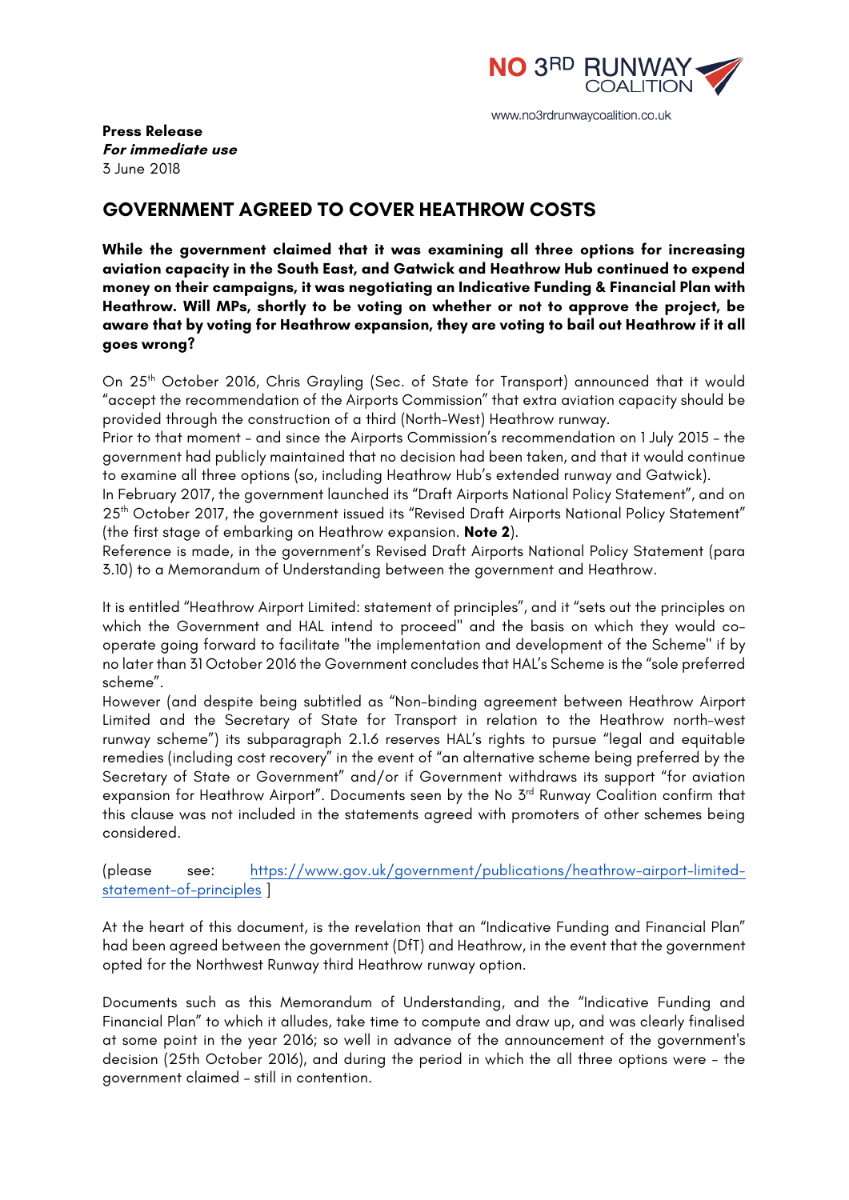NO 3RD RUNWAY COALITION

www.no3rdrunwaycoalition.co.uk

**Press Release**
***For immediate use***
3 June 2018

## GOVERNMENT AGREED TO COVER HEATHROW COSTS

**While the government claimed that it was examining all three options for increasing aviation capacity in the South East, and Gatwick and Heathrow Hub continued to expend money on their campaigns, it was negotiating an Indicative Funding & Financial Plan with Heathrow. Will MPs, shortly to be voting on whether or not to approve the project, be aware that by voting for Heathrow expansion, they are voting to bail out Heathrow if it all goes wrong?**

On 25th October 2016, Chris Grayling (Sec. of State for Transport) announced that it would "accept the recommendation of the Airports Commission" that extra aviation capacity should be provided through the construction of a third (North-West) Heathrow runway.
Prior to that moment – and since the Airports Commission's recommendation on 1 July 2015 – the government had publicly maintained that no decision had been taken, and that it would continue to examine all three options (so, including Heathrow Hub's extended runway and Gatwick).
In February 2017, the government launched its "Draft Airports National Policy Statement", and on 25th October 2017, the government issued its "Revised Draft Airports National Policy Statement" (the first stage of embarking on Heathrow expansion. **Note 2**).
Reference is made, in the government's Revised Draft Airports National Policy Statement (para 3.10) to a Memorandum of Understanding between the government and Heathrow.

It is entitled "Heathrow Airport Limited: statement of principles", and it "sets out the principles on which the Government and HAL intend to proceed" and the basis on which they would co-operate going forward to facilitate "the implementation and development of the Scheme" if by no later than 31 October 2016 the Government concludes that HAL's Scheme is the "sole preferred scheme".
However (and despite being subtitled as "Non-binding agreement between Heathrow Airport Limited and the Secretary of State for Transport in relation to the Heathrow north-west runway scheme") its subparagraph 2.1.6 reserves HAL's rights to pursue "legal and equitable remedies (including cost recovery" in the event of "an alternative scheme being preferred by the Secretary of State or Government" and/or if Government withdraws its support "for aviation expansion for Heathrow Airport". Documents seen by the No 3rd Runway Coalition confirm that this clause was not included in the statements agreed with promoters of other schemes being considered.

(please see: [https://www.gov.uk/government/publications/heathrow-airport-limited-statement-of-principles](https://www.gov.uk/government/publications/heathrow-airport-limited-statement-of-principles) ]

At the heart of this document, is the revelation that an "Indicative Funding and Financial Plan" had been agreed between the government (DfT) and Heathrow, in the event that the government opted for the Northwest Runway third Heathrow runway option.

Documents such as this Memorandum of Understanding, and the "Indicative Funding and Financial Plan" to which it alludes, take time to compute and draw up, and was clearly finalised at some point in the year 2016; so well in advance of the announcement of the government's decision (25th October 2016), and during the period in which the all three options were – the government claimed – still in contention.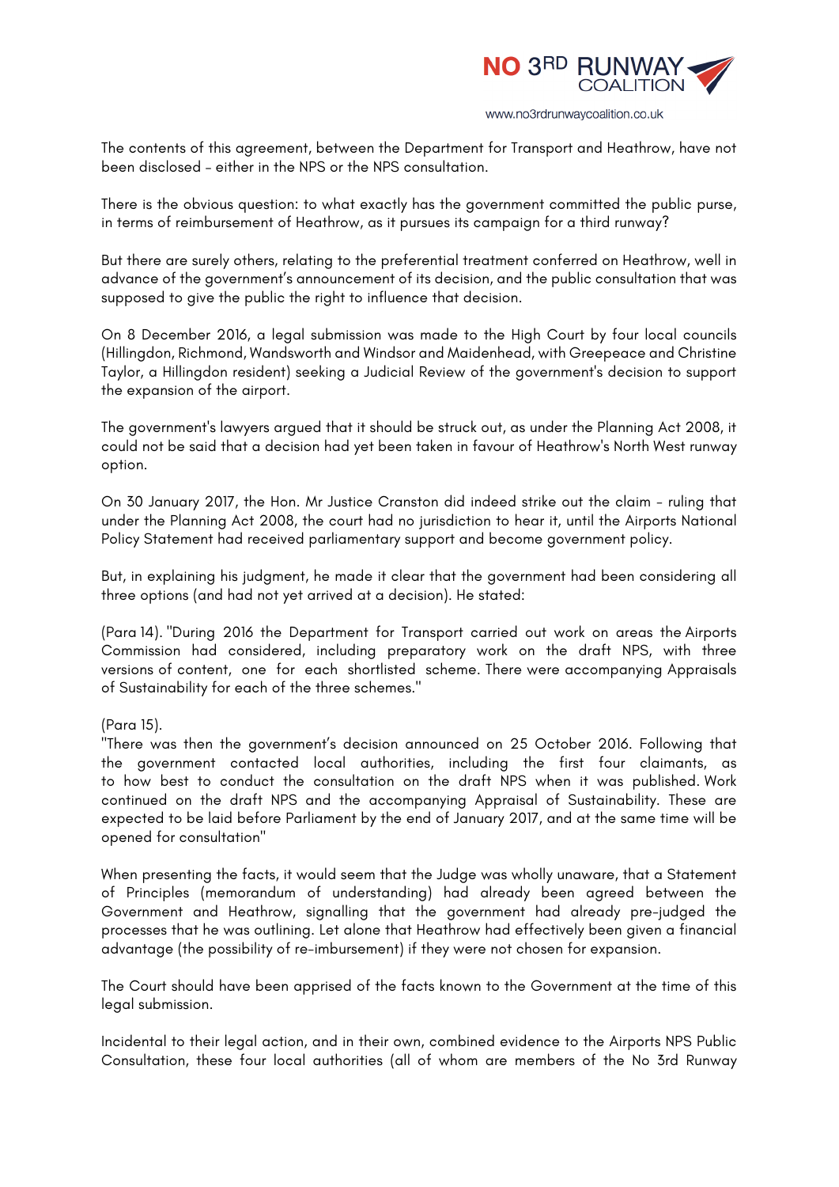The contents of this agreement, between the Department for Transport and Heathrow, have not been disclosed – either in the NPS or the NPS consultation.

There is the obvious question: to what exactly has the government committed the public purse, in terms of reimbursement of Heathrow, as it pursues its campaign for a third runway?

But there are surely others, relating to the preferential treatment conferred on Heathrow, well in advance of the government's announcement of its decision, and the public consultation that was supposed to give the public the right to influence that decision.

On 8 December 2016, a legal submission was made to the High Court by four local councils (Hillingdon, Richmond, Wandsworth and Windsor and Maidenhead, with Greepeace and Christine Taylor, a Hillingdon resident) seeking a Judicial Review of the government's decision to support the expansion of the airport.

The government's lawyers argued that it should be struck out, as under the Planning Act 2008, it could not be said that a decision had yet been taken in favour of Heathrow's North West runway option.

On 30 January 2017, the Hon. Mr Justice Cranston did indeed strike out the claim – ruling that under the Planning Act 2008, the court had no jurisdiction to hear it, until the Airports National Policy Statement had received parliamentary support and become government policy.

But, in explaining his judgment, he made it clear that the government had been considering all three options (and had not yet arrived at a decision). He stated:

(Para 14). "During 2016 the Department for Transport carried out work on areas the Airports Commission had considered, including preparatory work on the draft NPS, with three versions of content, one for each shortlisted scheme. There were accompanying Appraisals of Sustainability for each of the three schemes."

(Para 15).
"There was then the government's decision announced on 25 October 2016. Following that the government contacted local authorities, including the first four claimants, as to how best to conduct the consultation on the draft NPS when it was published. Work continued on the draft NPS and the accompanying Appraisal of Sustainability. These are expected to be laid before Parliament by the end of January 2017, and at the same time will be opened for consultation"

When presenting the facts, it would seem that the Judge was wholly unaware, that a Statement of Principles (memorandum of understanding) had already been agreed between the Government and Heathrow, signalling that the government had already pre-judged the processes that he was outlining. Let alone that Heathrow had effectively been given a financial advantage (the possibility of re-imbursement) if they were not chosen for expansion.

The Court should have been apprised of the facts known to the Government at the time of this legal submission.

Incidental to their legal action, and in their own, combined evidence to the Airports NPS Public Consultation, these four local authorities (all of whom are members of the No 3rd Runway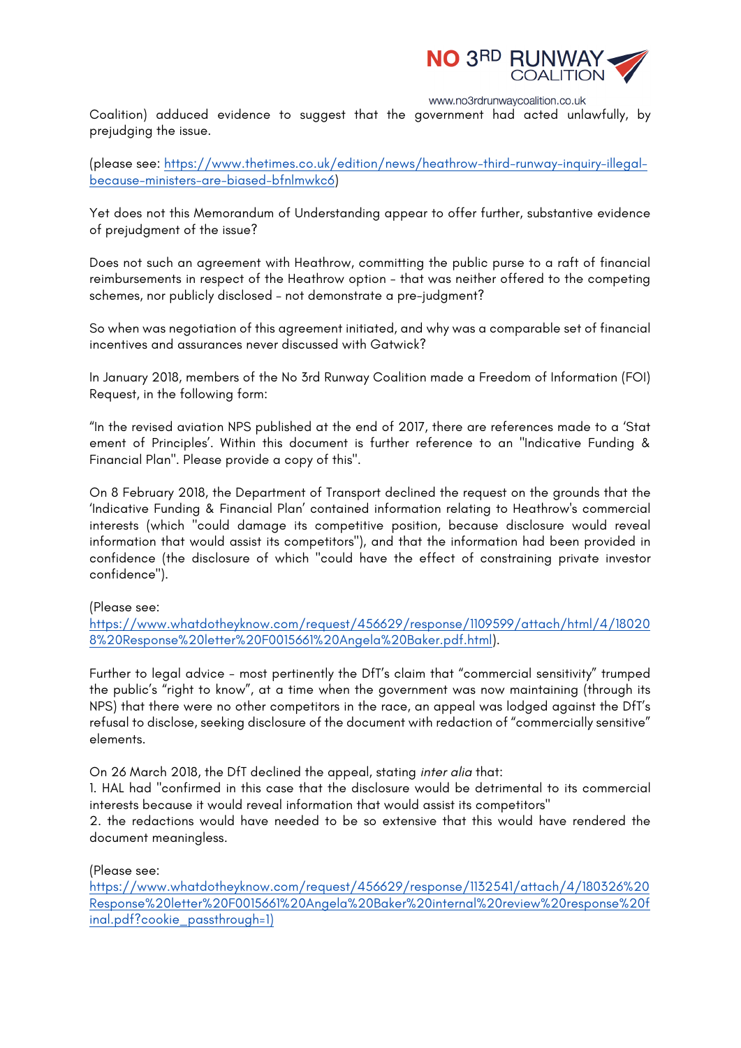Coalition) adduced evidence to suggest that the government had acted unlawfully, by prejudging the issue.

(please see: [https://www.thetimes.co.uk/edition/news/heathrow-third-runway-inquiry-illegal-because-ministers-are-biased-bfnlmwkc6](https://www.thetimes.co.uk/edition/news/heathrow-third-runway-inquiry-illegal-because-ministers-are-biased-bfnlmwkc6))

Yet does not this Memorandum of Understanding appear to offer further, substantive evidence of prejudgment of the issue?

Does not such an agreement with Heathrow, committing the public purse to a raft of financial reimbursements in respect of the Heathrow option - that was neither offered to the competing schemes, nor publicly disclosed - not demonstrate a pre-judgment?

So when was negotiation of this agreement initiated, and why was a comparable set of financial incentives and assurances never discussed with Gatwick?

In January 2018, members of the No 3rd Runway Coalition made a Freedom of Information (FOI) Request, in the following form:

"In the revised aviation NPS published at the end of 2017, there are references made to a 'Stat ement of Principles'. Within this document is further reference to an "Indicative Funding & Financial Plan". Please provide a copy of this".

On 8 February 2018, the Department of Transport declined the request on the grounds that the 'Indicative Funding & Financial Plan' contained information relating to Heathrow's commercial interests (which "could damage its competitive position, because disclosure would reveal information that would assist its competitors"), and that the information had been provided in confidence (the disclosure of which "could have the effect of constraining private investor confidence").

(Please see:
[https://www.whatdotheyknow.com/request/456629/response/1109599/attach/html/4/180208%20Response%20letter%20F0015661%20Angela%20Baker.pdf.html](https://www.whatdotheyknow.com/request/456629/response/1109599/attach/html/4/180208%20Response%20letter%20F0015661%20Angela%20Baker.pdf.html)).

Further to legal advice - most pertinently the DfT's claim that "commercial sensitivity" trumped the public's "right to know", at a time when the government was now maintaining (through its NPS) that there were no other competitors in the race, an appeal was lodged against the DfT's refusal to disclose, seeking disclosure of the document with redaction of "commercially sensitive" elements.

On 26 March 2018, the DfT declined the appeal, stating *inter alia* that:

1. HAL had "confirmed in this case that the disclosure would be detrimental to its commercial interests because it would reveal information that would assist its competitors"
2. the redactions would have needed to be so extensive that this would have rendered the document meaningless.

(Please see:
[https://www.whatdotheyknow.com/request/456629/response/1132541/attach/4/180326%20Response%20letter%20F0015661%20Angela%20Baker%20internal%20review%20response%20final.pdf?cookie_passthrough=1](https://www.whatdotheyknow.com/request/456629/response/1132541/attach/4/180326%20Response%20letter%20F0015661%20Angela%20Baker%20internal%20review%20response%20final.pdf?cookie_passthrough=1))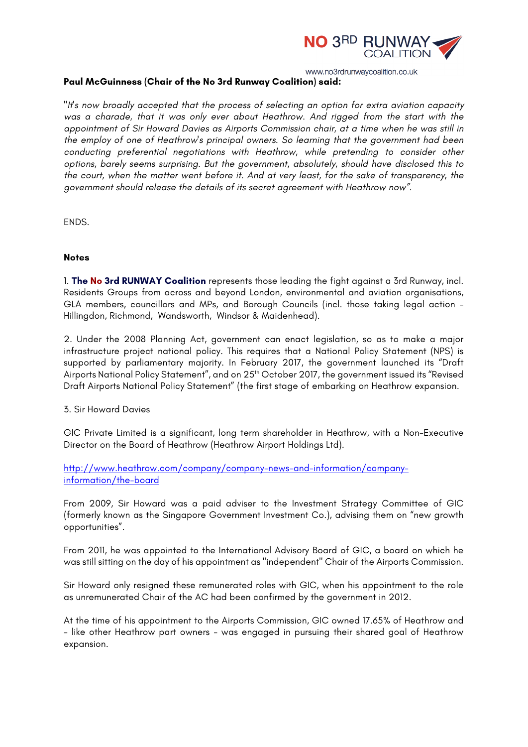**Paul McGuinness (Chair of the No 3rd Runway Coalition) said:**

"*It's now broadly accepted that the process of selecting an option for extra aviation capacity was a charade, that it was only ever about Heathrow. And rigged from the start with the appointment of Sir Howard Davies as Airports Commission chair, at a time when he was still in the employ of one of Heathrow's principal owners. So learning that the government had been conducting preferential negotiations with Heathrow, while pretending to consider other options, barely seems surprising. But the government, absolutely, should have disclosed this to the court, when the matter went before it. And at very least, for the sake of transparency, the government should release the details of its secret agreement with Heathrow now*".

ENDS.

**Notes**

1. **The No 3rd RUNWAY Coalition** represents those leading the fight against a 3rd Runway, incl. Residents Groups from across and beyond London, environmental and aviation organisations, GLA members, councillors and MPs, and Borough Councils (incl. those taking legal action - Hillingdon, Richmond, Wandsworth, Windsor & Maidenhead).

2. Under the 2008 Planning Act, government can enact legislation, so as to make a major infrastructure project national policy. This requires that a National Policy Statement (NPS) is supported by parliamentary majority. In February 2017, the government launched its "Draft Airports National Policy Statement", and on 25th October 2017, the government issued its "Revised Draft Airports National Policy Statement" (the first stage of embarking on Heathrow expansion.

3. Sir Howard Davies

GIC Private Limited is a significant, long term shareholder in Heathrow, with a Non-Executive Director on the Board of Heathrow (Heathrow Airport Holdings Ltd).

http://www.heathrow.com/company/company-news-and-information/company-information/the-board

From 2009, Sir Howard was a paid adviser to the Investment Strategy Committee of GIC (formerly known as the Singapore Government Investment Co.), advising them on "new growth opportunities".

From 2011, he was appointed to the International Advisory Board of GIC, a board on which he was still sitting on the day of his appointment as "independent" Chair of the Airports Commission.

Sir Howard only resigned these remunerated roles with GIC, when his appointment to the role as unremunerated Chair of the AC had been confirmed by the government in 2012.

At the time of his appointment to the Airports Commission, GIC owned 17.65% of Heathrow and - like other Heathrow part owners - was engaged in pursuing their shared goal of Heathrow expansion.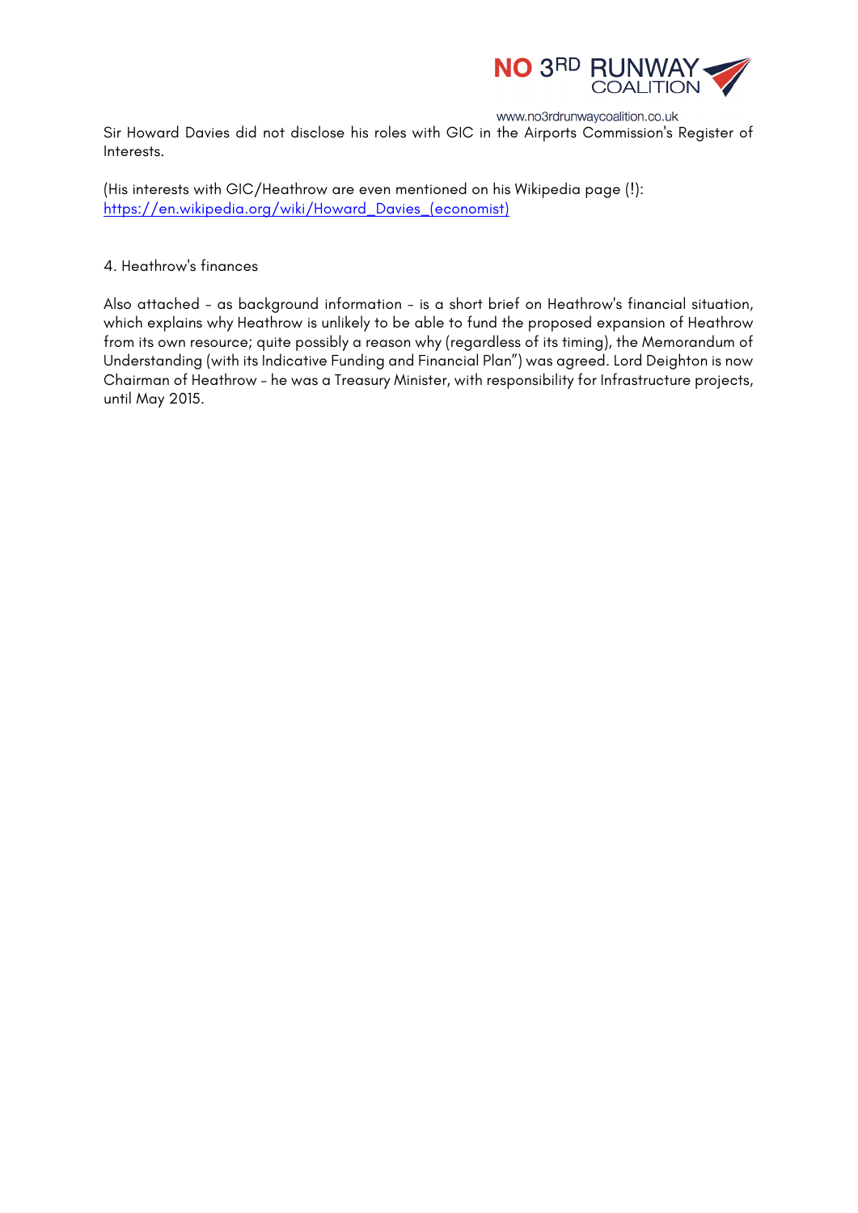Sir Howard Davies did not disclose his roles with GIC in the Airports Commission's Register of Interests.

(His interests with GIC/Heathrow are even mentioned on his Wikipedia page (!): https://en.wikipedia.org/wiki/Howard_Davies_(economist)

4. Heathrow's finances

Also attached – as background information – is a short brief on Heathrow's financial situation, which explains why Heathrow is unlikely to be able to fund the proposed expansion of Heathrow from its own resource; quite possibly a reason why (regardless of its timing), the Memorandum of Understanding (with its Indicative Funding and Financial Plan") was agreed. Lord Deighton is now Chairman of Heathrow – he was a Treasury Minister, with responsibility for Infrastructure projects, until May 2015.